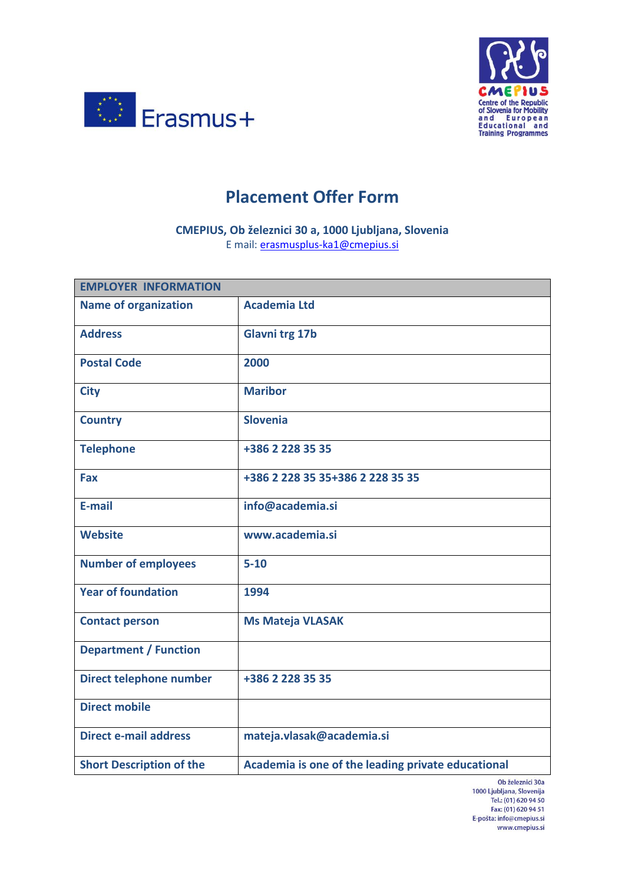# Placement Offer Form

**CMEPIUS, Ob železnici 30 a, 1000 Ljubljana, Slovenia**
E mail: erasmusplus-ka1@cmepius.si

| EMPLOYER INFORMATION | |
|---|---|
| Name of organization | Academia Ltd |
| Address | Glavni trg 17b |
| Postal Code | 2000 |
| City | Maribor |
| Country | Slovenia |
| Telephone | +386 2 228 35 35 |
| Fax | +386 2 228 35 35+386 2 228 35 35 |
| E-mail | info@academia.si |
| Website | www.academia.si |
| Number of employees | 5-10 |
| Year of foundation | 1994 |
| Contact person | Ms Mateja VLASAK |
| Department / Function | |
| Direct telephone number | +386 2 228 35 35 |
| Direct mobile | |
| Direct e-mail address | mateja.vlasak@academia.si |
| Short Description of the | Academia is one of the leading private educational |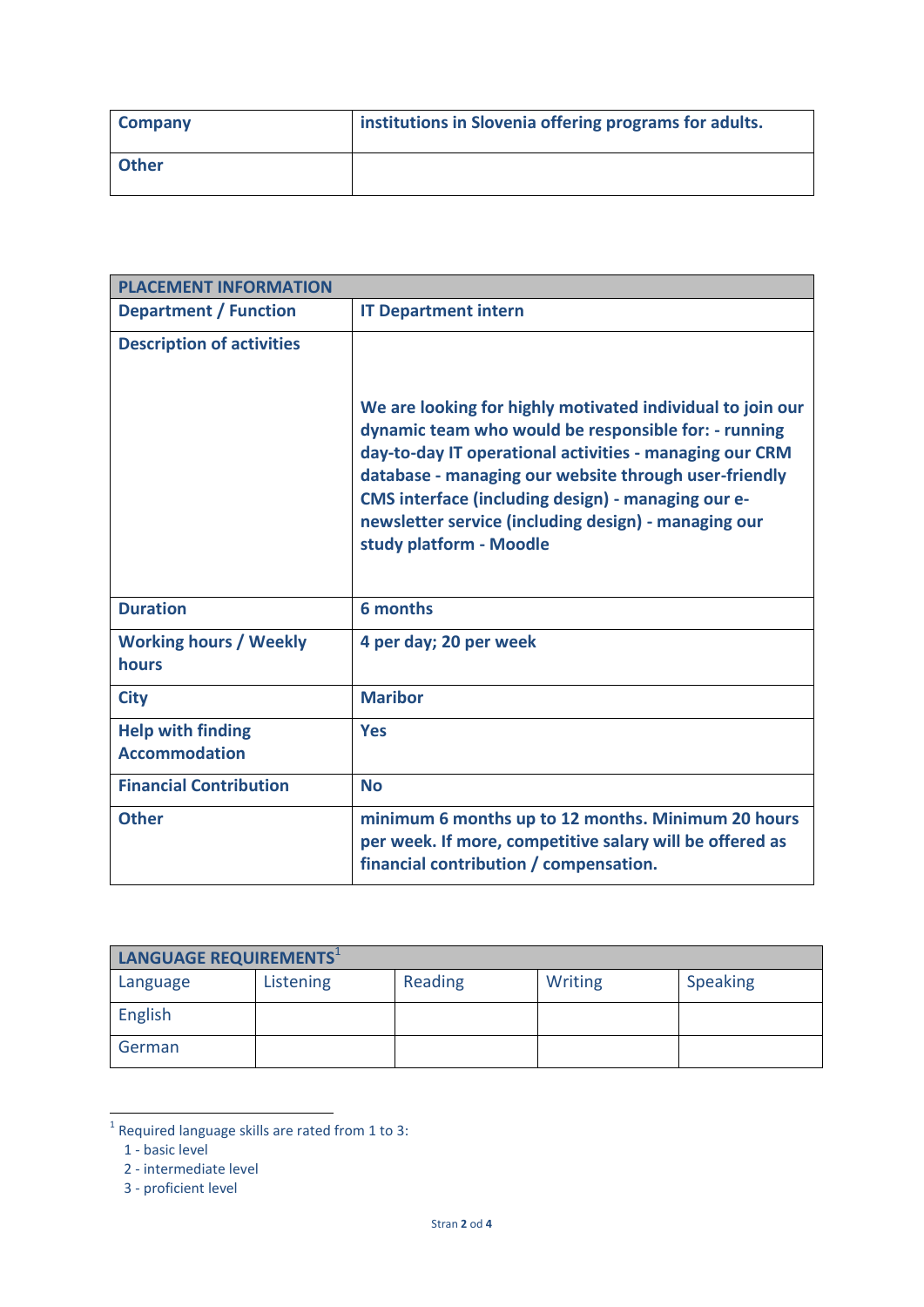| Company | institutions in Slovenia offering programs for adults. |
| --- | --- |
| Other | |

| PLACEMENT INFORMATION | |
| --- | --- |
| Department / Function | IT Department intern |
| Description of activities | We are looking for highly motivated individual to join our dynamic team who would be responsible for: - running day-to-day IT operational activities - managing our CRM database - managing our website through user-friendly CMS interface (including design) - managing our e-newsletter service (including design) - managing our study platform - Moodle |
| Duration | 6 months |
| Working hours / Weekly hours | 4 per day; 20 per week |
| City | Maribor |
| Help with finding Accommodation | Yes |
| Financial Contribution | No |
| Other | minimum 6 months up to 12 months. Minimum 20 hours per week. If more, competitive salary will be offered as financial contribution / compensation. |

| LANGUAGE REQUIREMENTS[1] | | | | |
| --- | --- | --- | --- | --- |
| Language | Listening | Reading | Writing | Speaking |
| English | | | | |
| German | | | | |

[1] Required language skills are rated from 1 to 3:
1 - basic level
2 - intermediate level
3 - proficient level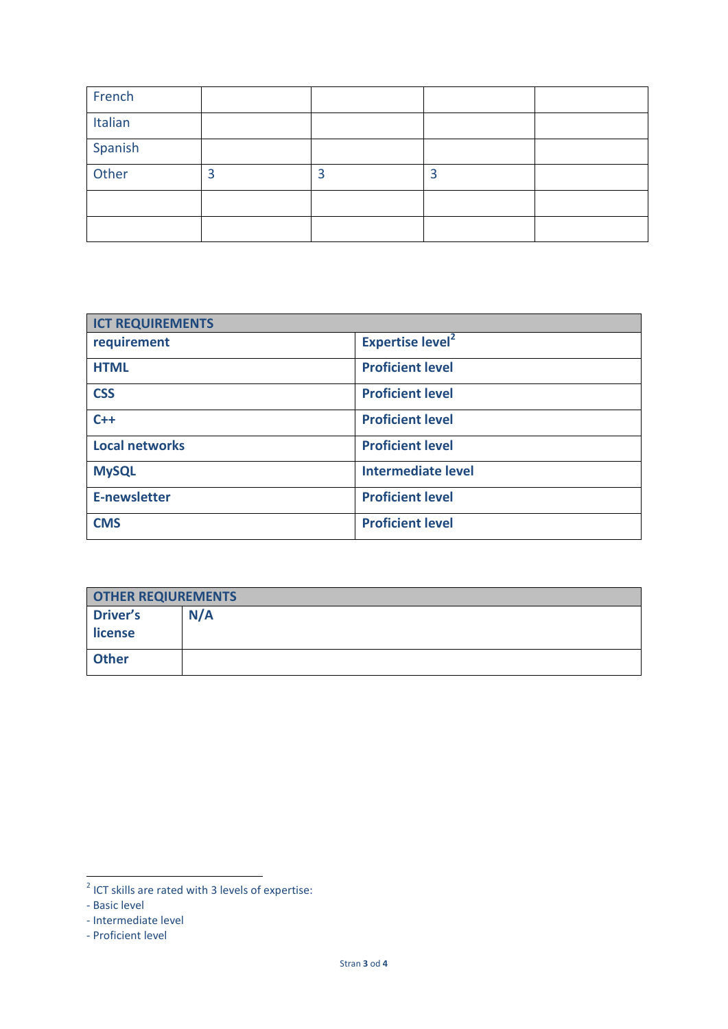| | | | | |
|---|---|---|---|---|
| French | | | | |
| Italian | | | | |
| Spanish | | | | |
| Other | 3 | 3 | 3 | |
| | | | | |
| | | | | |

| **ICT REQUIREMENTS** | |
|---|---|
| **requirement** | **Expertise level**[2] |
| **HTML** | **Proficient level** |
| **CSS** | **Proficient level** |
| **C++** | **Proficient level** |
| **Local networks** | **Proficient level** |
| **MySQL** | **Intermediate level** |
| **E-newsletter** | **Proficient level** |
| **CMS** | **Proficient level** |

| **OTHER REQIUREMENTS** | |
|---|---|
| **Driver's license** | **N/A** |
| **Other** | |

[2] ICT skills are rated with 3 levels of expertise:
- Basic level
- Intermediate level
- Proficient level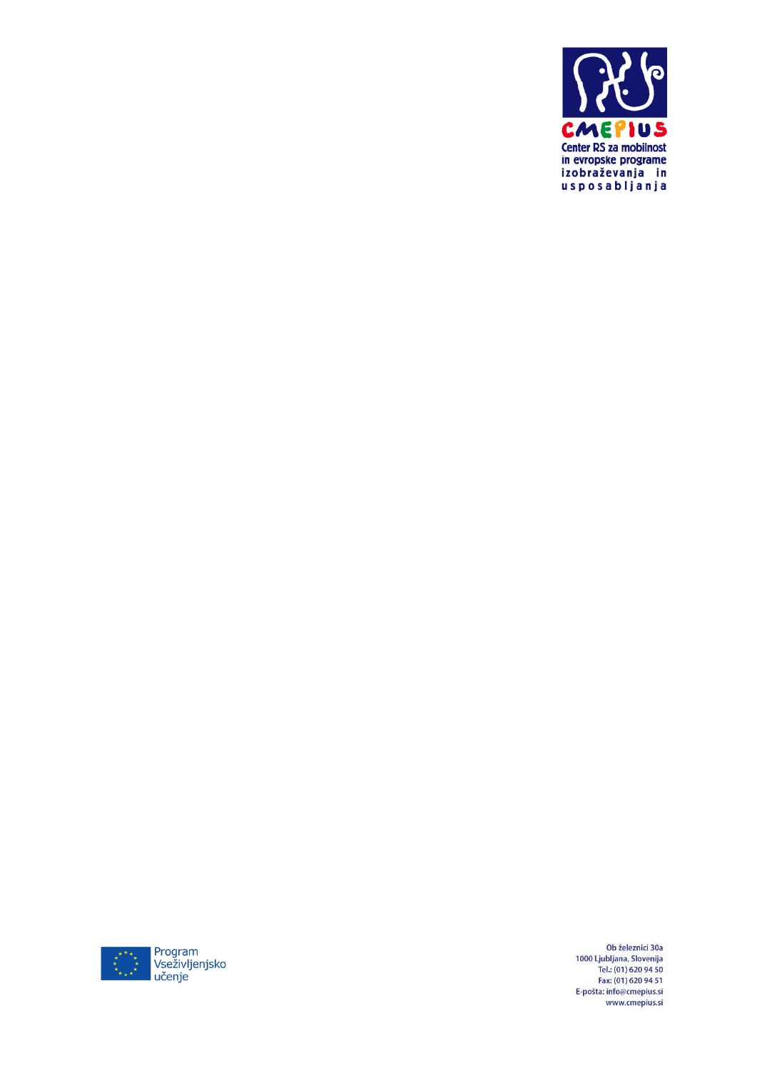CMEPIUS

Center RS za mobilnost in evropske programe izobraževanja in usposabljanja

Program Vseživljenjsko učenje

Ob železnici 30a
1000 Ljubljana, Slovenija
Tel.: (01) 620 94 50
Fax: (01) 620 94 51
E-pošta: info@cmepius.si
www.cmepius.si